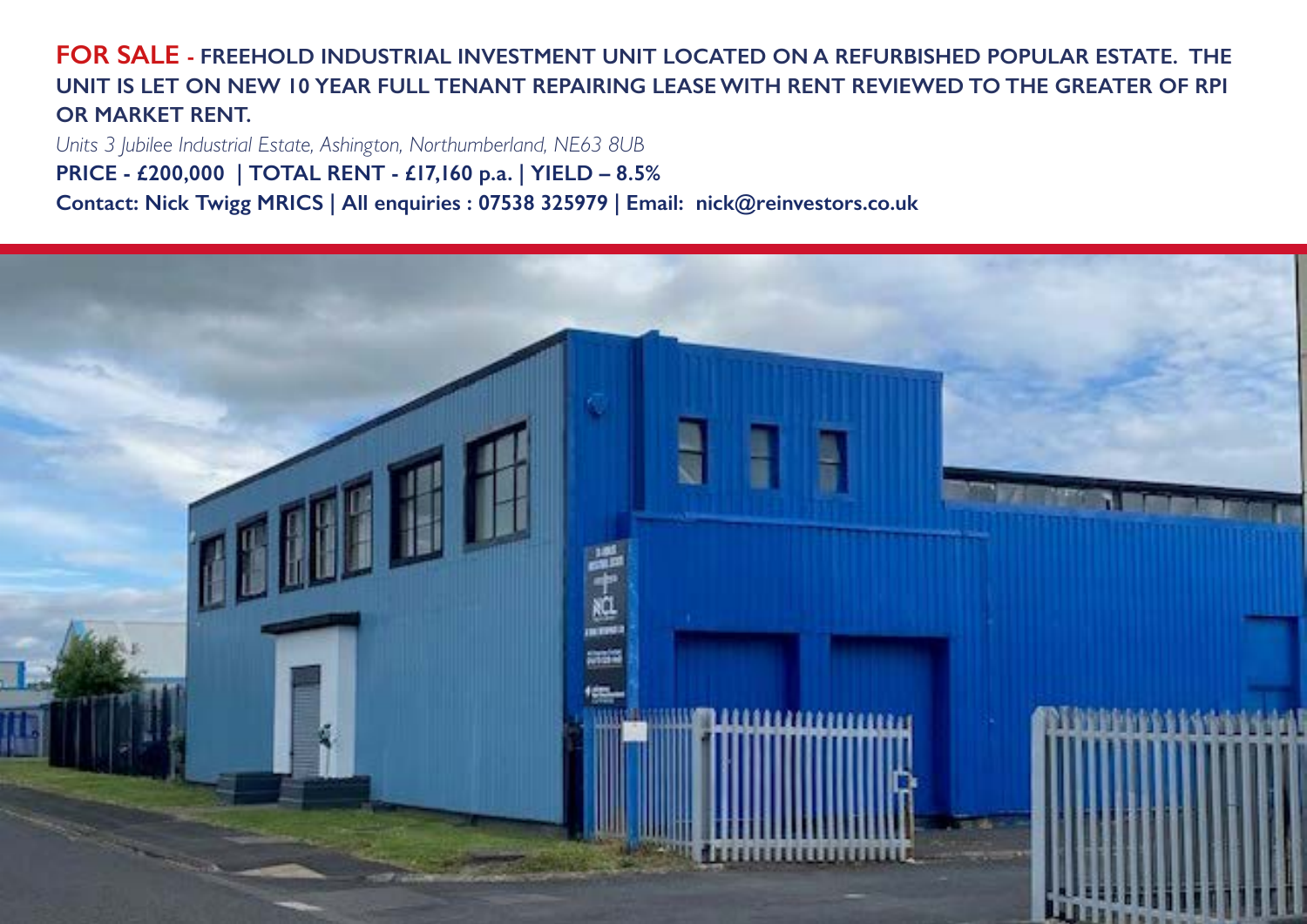**FOR SALE - FREEHOLD INDUSTRIAL INVESTMENT UNIT LOCATED ON A REFURBISHED POPULAR ESTATE. THE UNIT IS LET ON NEW 10 YEAR FULL TENANT REPAIRING LEASE WITH RENT REVIEWED TO THE GREATER OF RPI OR MARKET RENT.**

*Units 3 Jubilee Industrial Estate, Ashington, Northumberland, NE63 8UB*

**PRICE - £200,000 | TOTAL RENT - £17,160 p.a. | YIELD – 8.5%**

**Contact: Nick Twigg MRICS | All enquiries : 07538 325979 | Email: nick@reinvestors.co.uk**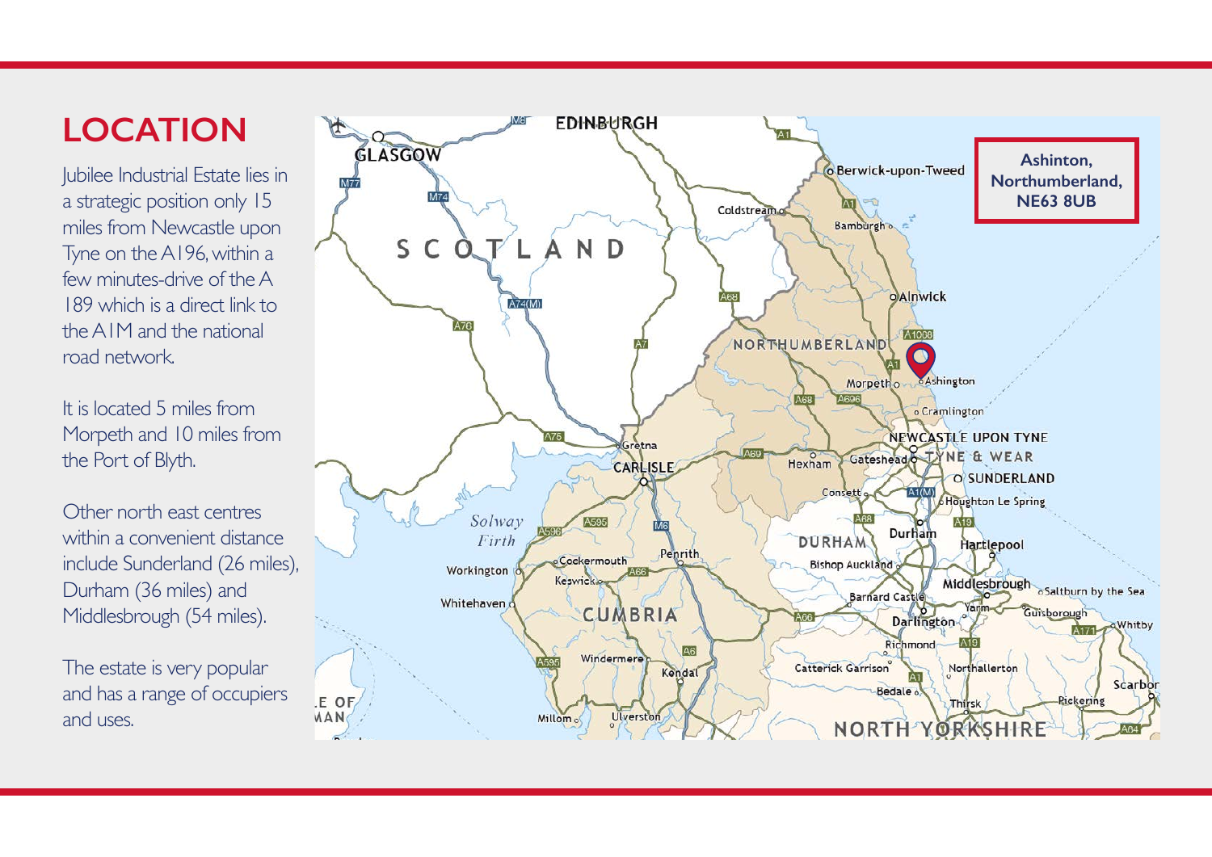# LOCATION

Jubilee Industrial Estate lies in a strategic position only 15 miles from Newcastle upon Tyne on the A196, within a few minutes-drive of the A 189 which is a direct link to the A1M and the national road network.

It is located 5 miles from Morpeth and 10 miles from the Port of Blyth.

Other north east centres within a convenient distance include Sunderland (26 miles), Durham (36 miles) and Middlesbrough (54 miles).

The estate is very popular and has a range of occupiers and uses.

**Ashinton, Northumberland, NE63 8UB**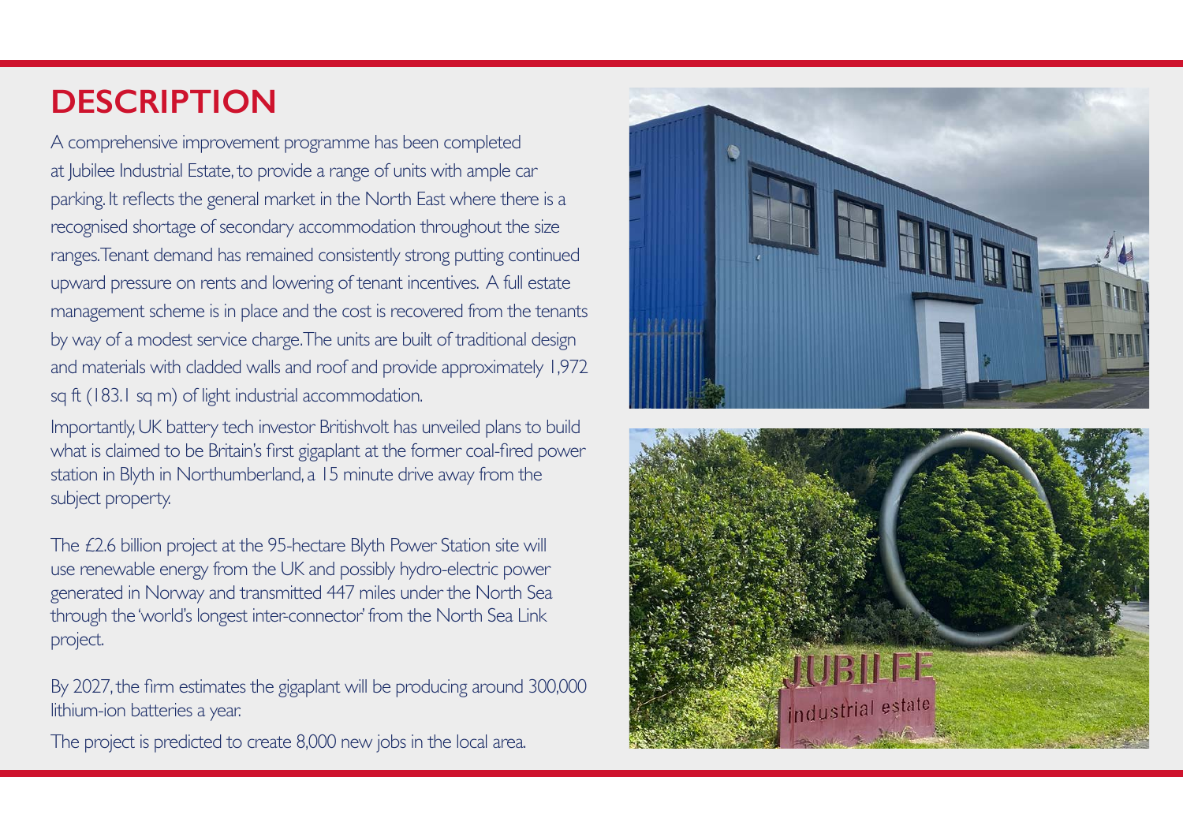# DESCRIPTION

A comprehensive improvement programme has been completed at Jubilee Industrial Estate, to provide a range of units with ample car parking. It reflects the general market in the North East where there is a recognised shortage of secondary accommodation throughout the size ranges. Tenant demand has remained consistently strong putting continued upward pressure on rents and lowering of tenant incentives. A full estate management scheme is in place and the cost is recovered from the tenants by way of a modest service charge. The units are built of traditional design and materials with cladded walls and roof and provide approximately 1,972 sq ft (183.1 sq m) of light industrial accommodation.

Importantly, UK battery tech investor Britishvolt has unveiled plans to build what is claimed to be Britain's first gigaplant at the former coal-fired power station in Blyth in Northumberland, a 15 minute drive away from the subject property.

The £2.6 billion project at the 95-hectare Blyth Power Station site will use renewable energy from the UK and possibly hydro-electric power generated in Norway and transmitted 447 miles under the North Sea through the 'world's longest inter-connector' from the North Sea Link project.

By 2027, the firm estimates the gigaplant will be producing around 300,000 lithium-ion batteries a year.

The project is predicted to create 8,000 new jobs in the local area.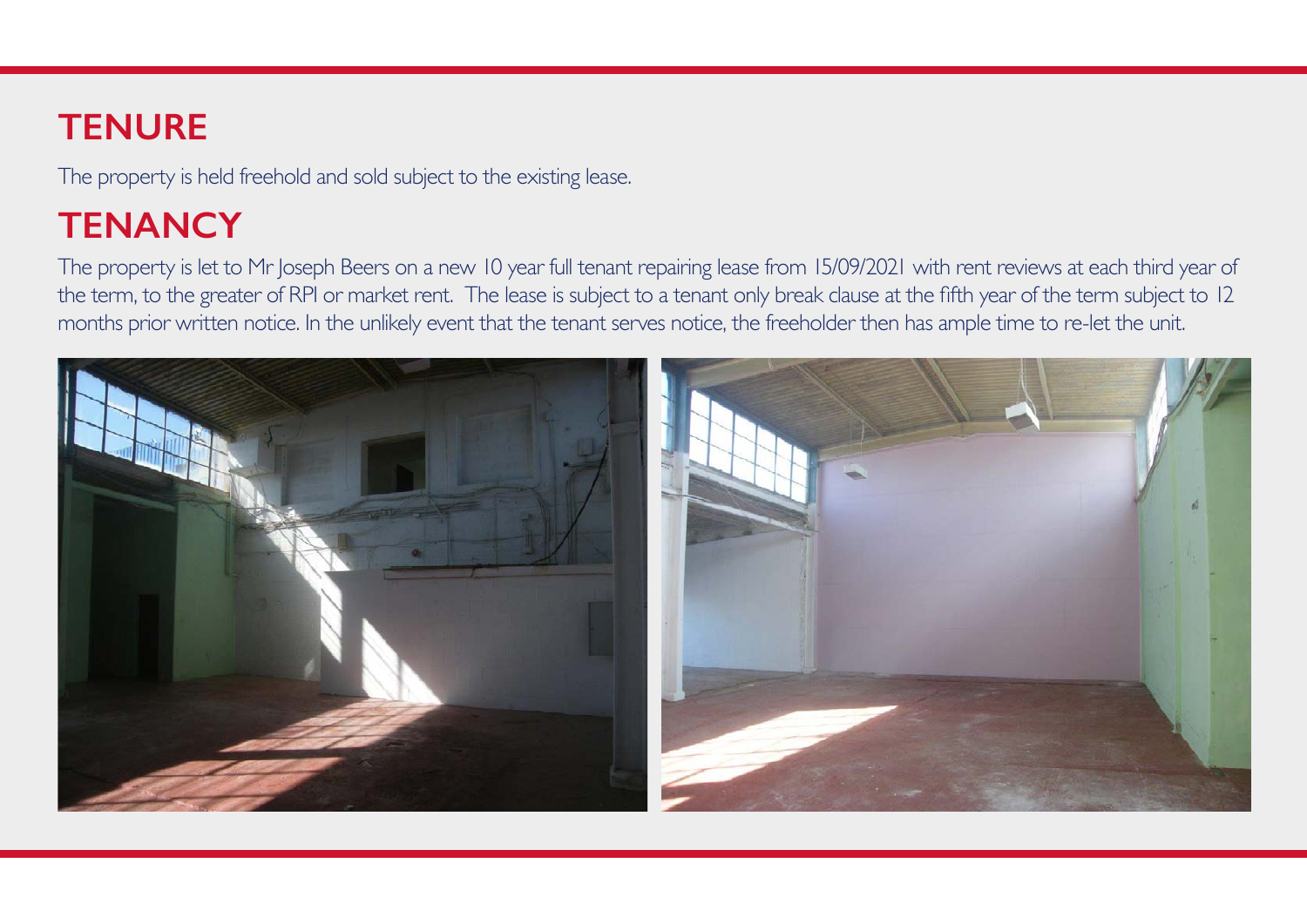## TENURE

The property is held freehold and sold subject to the existing lease.

## TENANCY

The property is let to Mr Joseph Beers on a new 10 year full tenant repairing lease from 15/09/2021 with rent reviews at each third year of the term, to the greater of RPI or market rent. The lease is subject to a tenant only break clause at the fifth year of the term subject to 12 months prior written notice. In the unlikely event that the tenant serves notice, the freeholder then has ample time to re-let the unit.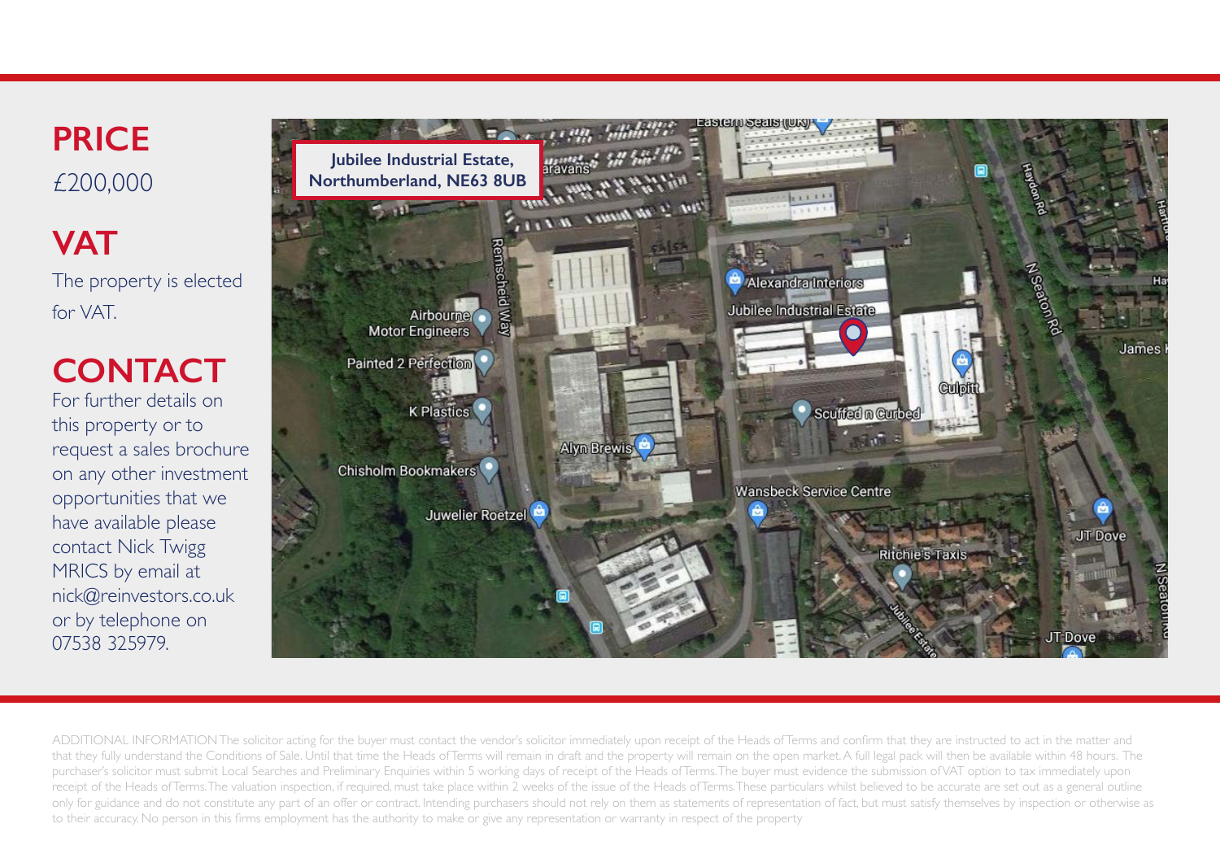## PRICE

£200,000

## VAT

The property is elected for VAT.

## CONTACT

For further details on this property or to request a sales brochure on any other investment opportunities that we have available please contact Nick Twigg MRICS by email at nick@reinvestors.co.uk or by telephone on 07538 325979.

**Jubilee Industrial Estate, Northumberland, NE63 8UB**

ADDITIONAL INFORMATION The solicitor acting for the buyer must contact the vendor's solicitor immediately upon receipt of the Heads of Terms and confirm that they are instructed to act in the matter and that they fully understand the Conditions of Sale. Until that time the Heads of Terms will remain in draft and the property will remain on the open market. A full legal pack will then be available within 48 hours. The purchaser's solicitor must submit Local Searches and Preliminary Enquiries within 5 working days of receipt of the Heads of Terms. The buyer must evidence the submission of VAT option to tax immediately upon receipt of the Heads of Terms. The valuation inspection, if required, must take place within 2 weeks of the issue of the Heads of Terms. These particulars whilst believed to be accurate are set out as a general outline only for guidance and do not constitute any part of an offer or contract. Intending purchasers should not rely on them as statements of representation of fact, but must satisfy themselves by inspection or otherwise as to their accuracy. No person in this firms employment has the authority to make or give any representation or warranty in respect of the property